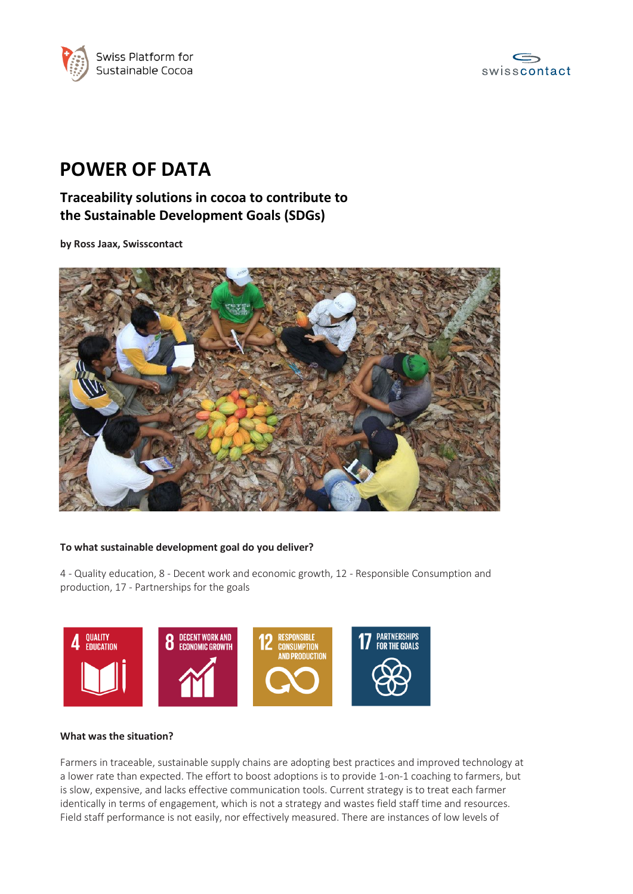Swiss Platform for Sustainable Cocoa

swisscontact

# POWER OF DATA

## Traceability solutions in cocoa to contribute to the Sustainable Development Goals (SDGs)

**by Ross Jaax, Swisscontact**

**To what sustainable development goal do you deliver?**

4 - Quality education, 8 - Decent work and economic growth, 12 - Responsible Consumption and production, 17 - Partnerships for the goals

**What was the situation?**

Farmers in traceable, sustainable supply chains are adopting best practices and improved technology at a lower rate than expected. The effort to boost adoptions is to provide 1-on-1 coaching to farmers, but is slow, expensive, and lacks effective communication tools. Current strategy is to treat each farmer identically in terms of engagement, which is not a strategy and wastes field staff time and resources. Field staff performance is not easily, nor effectively measured. There are instances of low levels of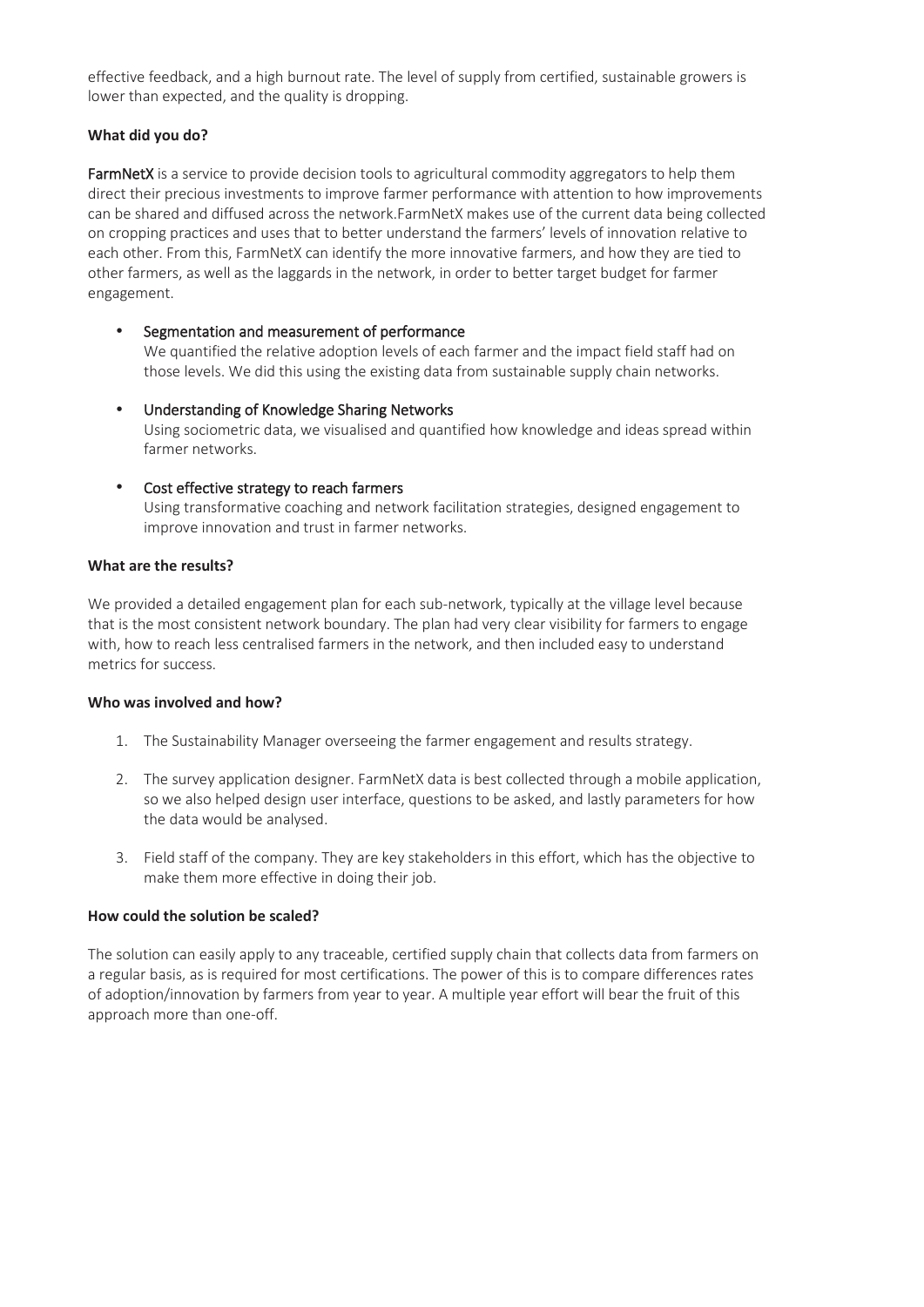effective feedback, and a high burnout rate. The level of supply from certified, sustainable growers is lower than expected, and the quality is dropping.

**What did you do?**

**FarmNetX** is a service to provide decision tools to agricultural commodity aggregators to help them direct their precious investments to improve farmer performance with attention to how improvements can be shared and diffused across the network.FarmNetX makes use of the current data being collected on cropping practices and uses that to better understand the farmers' levels of innovation relative to each other. From this, FarmNetX can identify the more innovative farmers, and how they are tied to other farmers, as well as the laggards in the network, in order to better target budget for farmer engagement.

- Segmentation and measurement of performance
  We quantified the relative adoption levels of each farmer and the impact field staff had on those levels. We did this using the existing data from sustainable supply chain networks.

- Understanding of Knowledge Sharing Networks
  Using sociometric data, we visualised and quantified how knowledge and ideas spread within farmer networks.

- Cost effective strategy to reach farmers
  Using transformative coaching and network facilitation strategies, designed engagement to improve innovation and trust in farmer networks.

**What are the results?**

We provided a detailed engagement plan for each sub-network, typically at the village level because that is the most consistent network boundary. The plan had very clear visibility for farmers to engage with, how to reach less centralised farmers in the network, and then included easy to understand metrics for success.

**Who was involved and how?**

1. The Sustainability Manager overseeing the farmer engagement and results strategy.

2. The survey application designer. FarmNetX data is best collected through a mobile application, so we also helped design user interface, questions to be asked, and lastly parameters for how the data would be analysed.

3. Field staff of the company. They are key stakeholders in this effort, which has the objective to make them more effective in doing their job.

**How could the solution be scaled?**

The solution can easily apply to any traceable, certified supply chain that collects data from farmers on a regular basis, as is required for most certifications. The power of this is to compare differences rates of adoption/innovation by farmers from year to year. A multiple year effort will bear the fruit of this approach more than one-off.